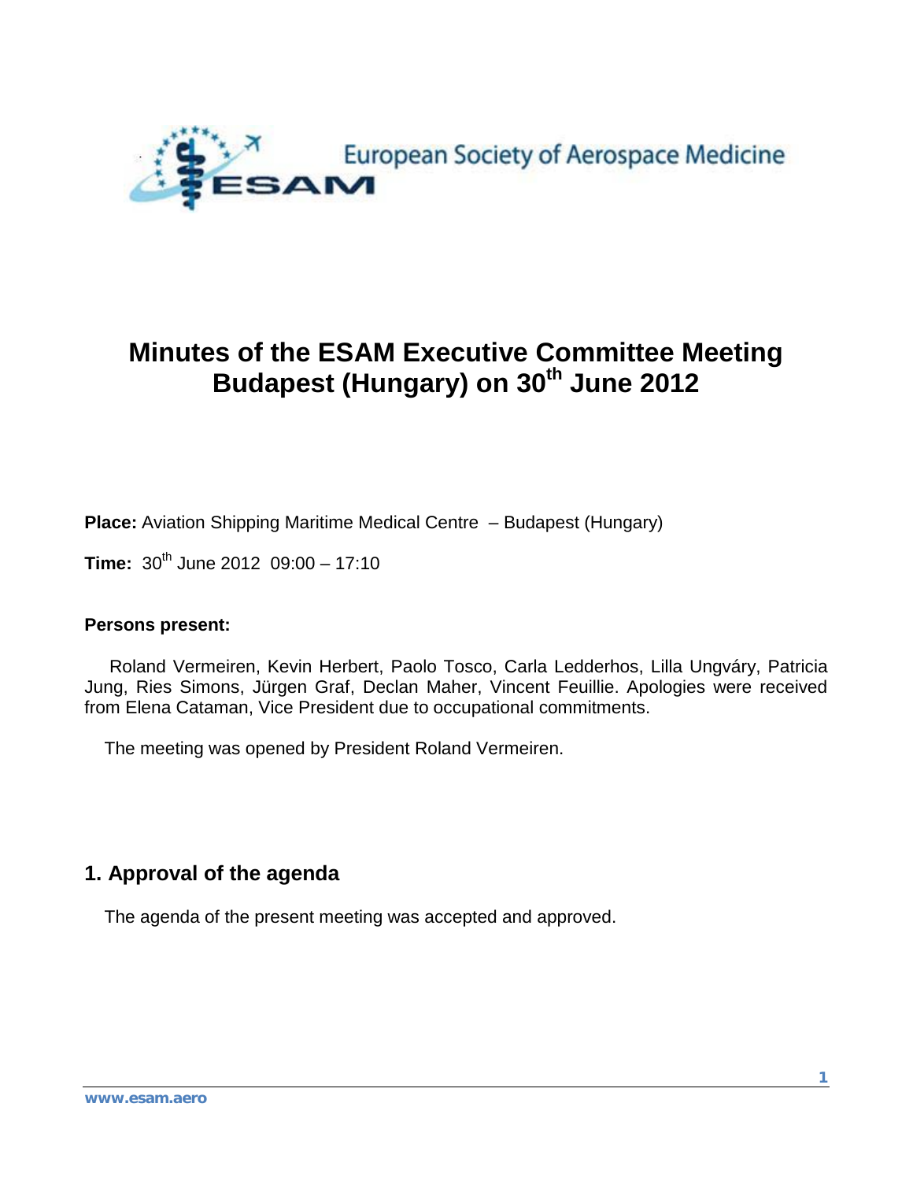European Society of Aerospace Medicine

ESAM

# Minutes of the ESAM Executive Committee Meeting Budapest (Hungary) on 30th June 2012

**Place:** Aviation Shipping Maritime Medical Centre – Budapest (Hungary)

**Time:** 30th June 2012 09:00 – 17:10

**Persons present:**

Roland Vermeiren, Kevin Herbert, Paolo Tosco, Carla Ledderhos, Lilla Ungváry, Patricia Jung, Ries Simons, Jürgen Graf, Declan Maher, Vincent Feuillie. Apologies were received from Elena Cataman, Vice President due to occupational commitments.

The meeting was opened by President Roland Vermeiren.

## 1. Approval of the agenda

The agenda of the present meeting was accepted and approved.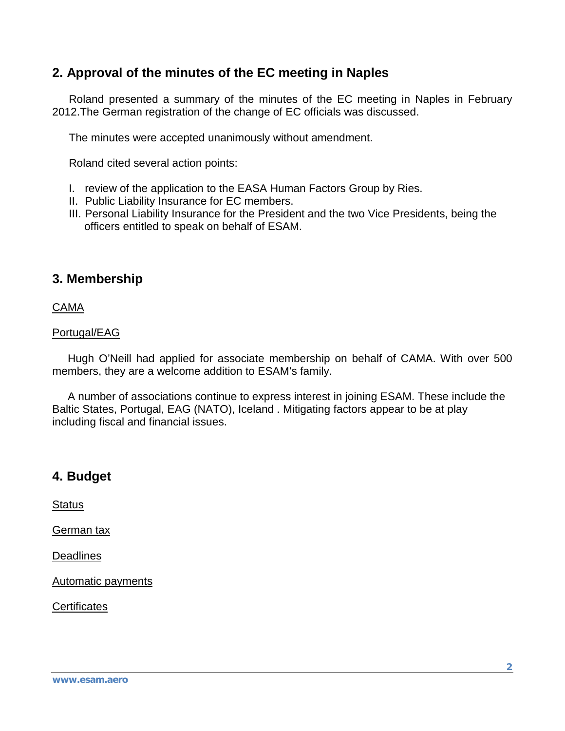## 2. Approval of the minutes of the EC meeting in Naples

Roland presented a summary of the minutes of the EC meeting in Naples in February 2012.The German registration of the change of EC officials was discussed.

The minutes were accepted unanimously without amendment.

Roland cited several action points:

I. review of the application to the EASA Human Factors Group by Ries.
II. Public Liability Insurance for EC members.
III. Personal Liability Insurance for the President and the two Vice Presidents, being the officers entitled to speak on behalf of ESAM.

## 3. Membership

<u>CAMA</u>

<u>Portugal/EAG</u>

Hugh O'Neill had applied for associate membership on behalf of CAMA. With over 500 members, they are a welcome addition to ESAM's family.

A number of associations continue to express interest in joining ESAM. These include the Baltic States, Portugal, EAG (NATO), Iceland . Mitigating factors appear to be at play including fiscal and financial issues.

## 4. Budget

<u>Status</u>

<u>German tax</u>

<u>Deadlines</u>

<u>Automatic payments</u>

<u>Certificates</u>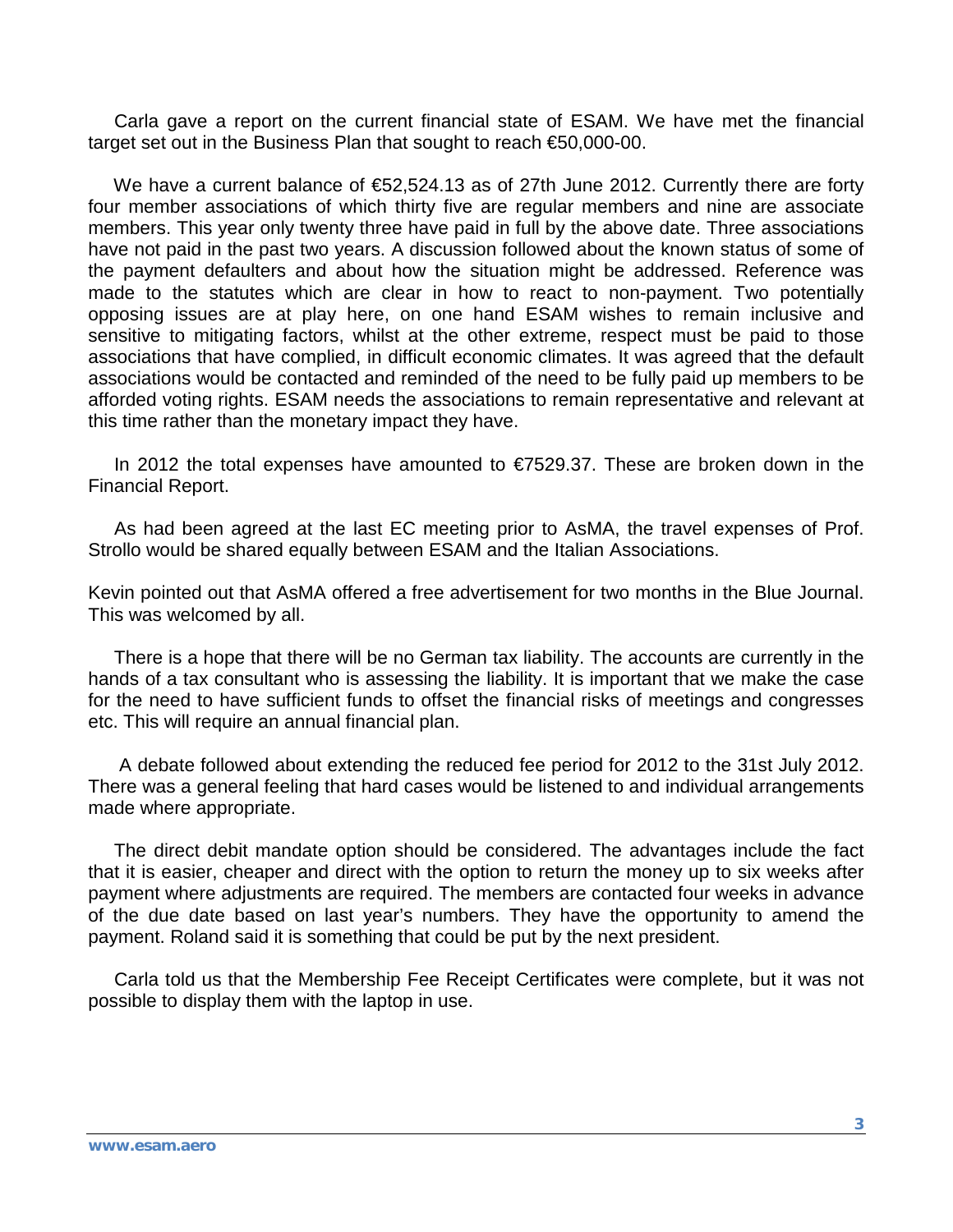Carla gave a report on the current financial state of ESAM. We have met the financial target set out in the Business Plan that sought to reach €50,000-00.

We have a current balance of €52,524.13 as of 27th June 2012. Currently there are forty four member associations of which thirty five are regular members and nine are associate members. This year only twenty three have paid in full by the above date. Three associations have not paid in the past two years. A discussion followed about the known status of some of the payment defaulters and about how the situation might be addressed. Reference was made to the statutes which are clear in how to react to non-payment. Two potentially opposing issues are at play here, on one hand ESAM wishes to remain inclusive and sensitive to mitigating factors, whilst at the other extreme, respect must be paid to those associations that have complied, in difficult economic climates. It was agreed that the default associations would be contacted and reminded of the need to be fully paid up members to be afforded voting rights. ESAM needs the associations to remain representative and relevant at this time rather than the monetary impact they have.

In 2012 the total expenses have amounted to €7529.37. These are broken down in the Financial Report.

As had been agreed at the last EC meeting prior to AsMA, the travel expenses of Prof. Strollo would be shared equally between ESAM and the Italian Associations.

Kevin pointed out that AsMA offered a free advertisement for two months in the Blue Journal. This was welcomed by all.

There is a hope that there will be no German tax liability. The accounts are currently in the hands of a tax consultant who is assessing the liability. It is important that we make the case for the need to have sufficient funds to offset the financial risks of meetings and congresses etc. This will require an annual financial plan.

A debate followed about extending the reduced fee period for 2012 to the 31st July 2012. There was a general feeling that hard cases would be listened to and individual arrangements made where appropriate.

The direct debit mandate option should be considered. The advantages include the fact that it is easier, cheaper and direct with the option to return the money up to six weeks after payment where adjustments are required. The members are contacted four weeks in advance of the due date based on last year's numbers. They have the opportunity to amend the payment. Roland said it is something that could be put by the next president.

Carla told us that the Membership Fee Receipt Certificates were complete, but it was not possible to display them with the laptop in use.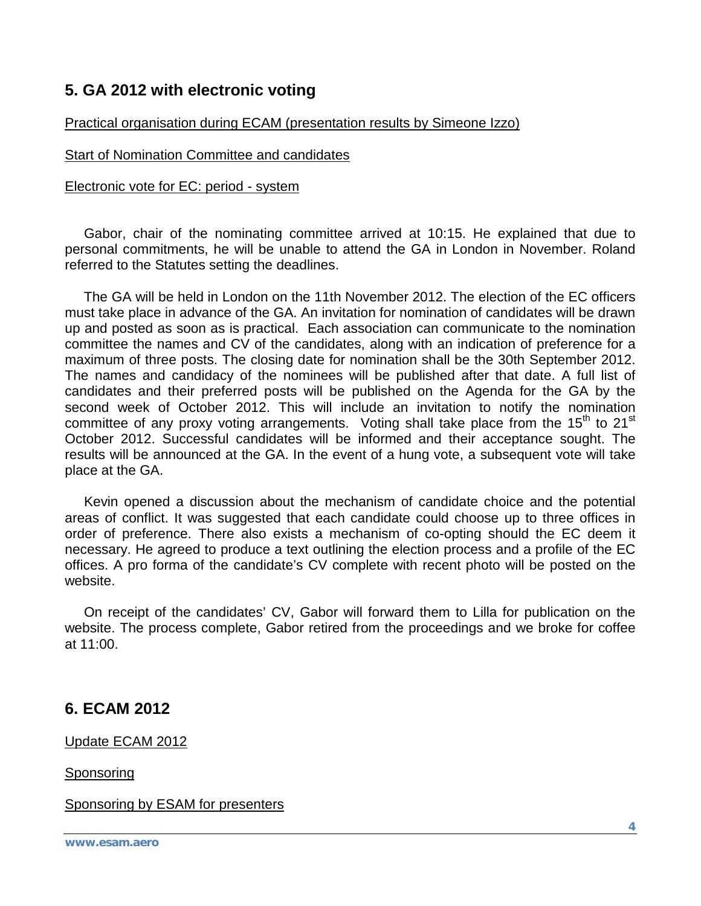## 5. GA 2012 with electronic voting

Practical organisation during ECAM (presentation results by Simeone Izzo)

Start of Nomination Committee and candidates

Electronic vote for EC: period - system

Gabor, chair of the nominating committee arrived at 10:15. He explained that due to personal commitments, he will be unable to attend the GA in London in November. Roland referred to the Statutes setting the deadlines.

The GA will be held in London on the 11th November 2012. The election of the EC officers must take place in advance of the GA. An invitation for nomination of candidates will be drawn up and posted as soon as is practical. Each association can communicate to the nomination committee the names and CV of the candidates, along with an indication of preference for a maximum of three posts. The closing date for nomination shall be the 30th September 2012. The names and candidacy of the nominees will be published after that date. A full list of candidates and their preferred posts will be published on the Agenda for the GA by the second week of October 2012. This will include an invitation to notify the nomination committee of any proxy voting arrangements. Voting shall take place from the 15th to 21st October 2012. Successful candidates will be informed and their acceptance sought. The results will be announced at the GA. In the event of a hung vote, a subsequent vote will take place at the GA.

Kevin opened a discussion about the mechanism of candidate choice and the potential areas of conflict. It was suggested that each candidate could choose up to three offices in order of preference. There also exists a mechanism of co-opting should the EC deem it necessary. He agreed to produce a text outlining the election process and a profile of the EC offices. A pro forma of the candidate's CV complete with recent photo will be posted on the website.

On receipt of the candidates' CV, Gabor will forward them to Lilla for publication on the website. The process complete, Gabor retired from the proceedings and we broke for coffee at 11:00.

## 6. ECAM 2012

Update ECAM 2012

Sponsoring

Sponsoring by ESAM for presenters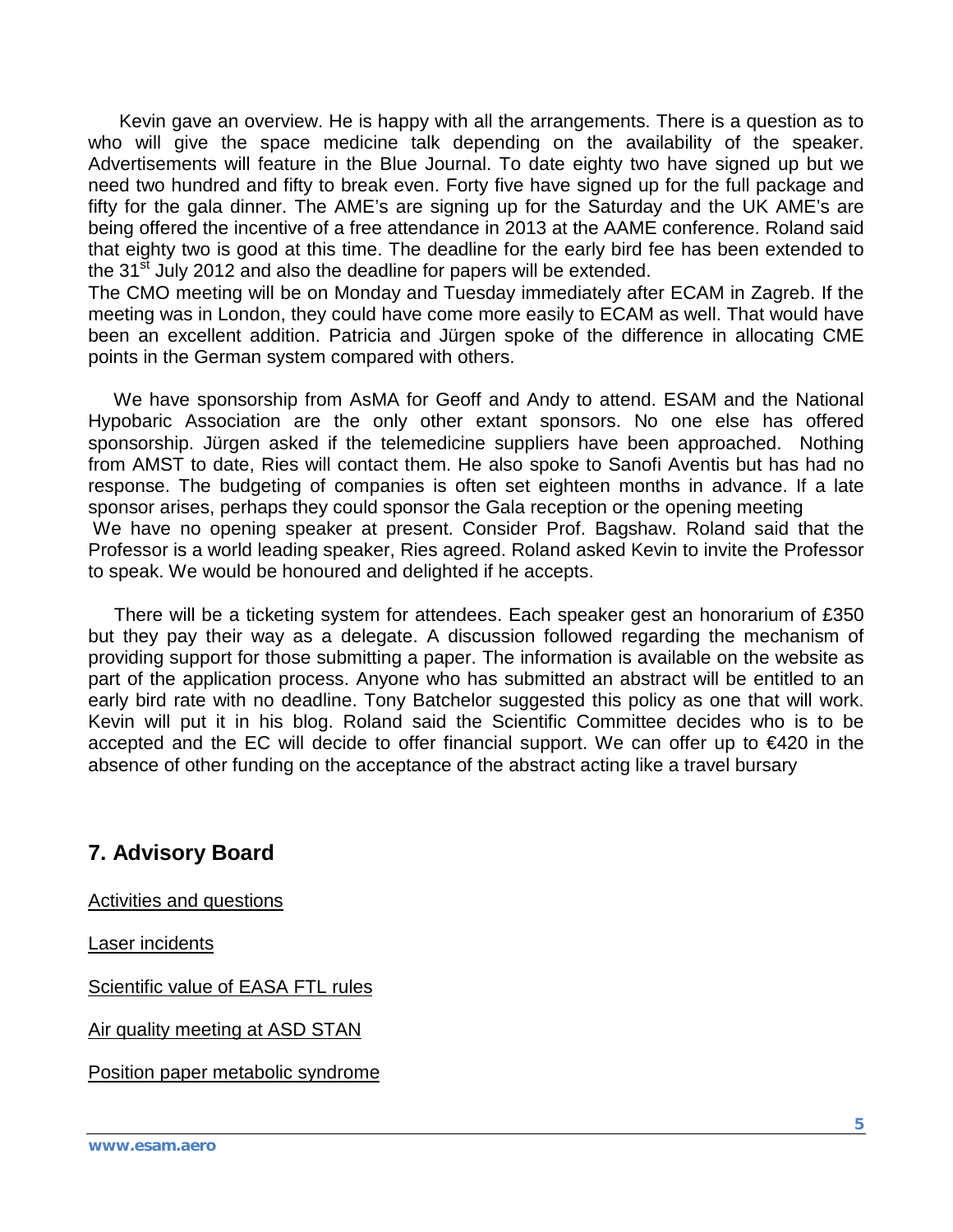Kevin gave an overview. He is happy with all the arrangements. There is a question as to who will give the space medicine talk depending on the availability of the speaker. Advertisements will feature in the Blue Journal. To date eighty two have signed up but we need two hundred and fifty to break even. Forty five have signed up for the full package and fifty for the gala dinner. The AME's are signing up for the Saturday and the UK AME's are being offered the incentive of a free attendance in 2013 at the AAME conference. Roland said that eighty two is good at this time. The deadline for the early bird fee has been extended to the 31st July 2012 and also the deadline for papers will be extended.
The CMO meeting will be on Monday and Tuesday immediately after ECAM in Zagreb. If the meeting was in London, they could have come more easily to ECAM as well. That would have been an excellent addition. Patricia and Jürgen spoke of the difference in allocating CME points in the German system compared with others.

We have sponsorship from AsMA for Geoff and Andy to attend. ESAM and the National Hypobaric Association are the only other extant sponsors. No one else has offered sponsorship. Jürgen asked if the telemedicine suppliers have been approached. Nothing from AMST to date, Ries will contact them. He also spoke to Sanofi Aventis but has had no response. The budgeting of companies is often set eighteen months in advance. If a late sponsor arises, perhaps they could sponsor the Gala reception or the opening meeting
We have no opening speaker at present. Consider Prof. Bagshaw. Roland said that the Professor is a world leading speaker, Ries agreed. Roland asked Kevin to invite the Professor to speak. We would be honoured and delighted if he accepts.

There will be a ticketing system for attendees. Each speaker gest an honorarium of £350 but they pay their way as a delegate. A discussion followed regarding the mechanism of providing support for those submitting a paper. The information is available on the website as part of the application process. Anyone who has submitted an abstract will be entitled to an early bird rate with no deadline. Tony Batchelor suggested this policy as one that will work. Kevin will put it in his blog. Roland said the Scientific Committee decides who is to be accepted and the EC will decide to offer financial support. We can offer up to €420 in the absence of other funding on the acceptance of the abstract acting like a travel bursary

## 7. Advisory Board

Activities and questions

Laser incidents

Scientific value of EASA FTL rules

Air quality meeting at ASD STAN

Position paper metabolic syndrome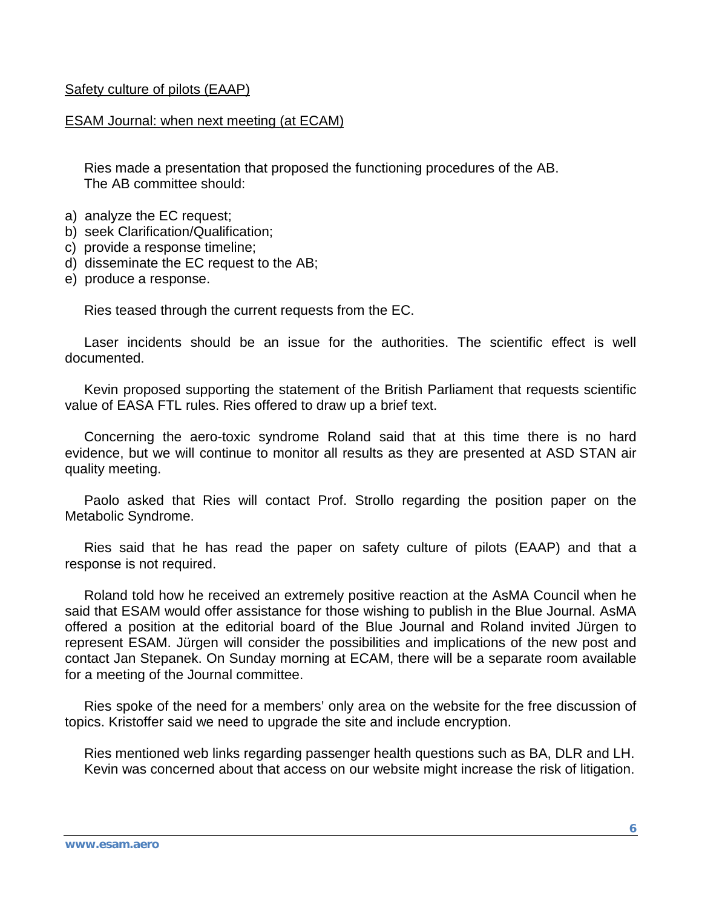<u>Safety culture of pilots (EAAP)</u>

<u>ESAM Journal: when next meeting (at ECAM)</u>

Ries made a presentation that proposed the functioning procedures of the AB.
The AB committee should:

a) analyze the EC request;
b) seek Clarification/Qualification;
c) provide a response timeline;
d) disseminate the EC request to the AB;
e) produce a response.

Ries teased through the current requests from the EC.

Laser incidents should be an issue for the authorities. The scientific effect is well documented.

Kevin proposed supporting the statement of the British Parliament that requests scientific value of EASA FTL rules. Ries offered to draw up a brief text.

Concerning the aero-toxic syndrome Roland said that at this time there is no hard evidence, but we will continue to monitor all results as they are presented at ASD STAN air quality meeting.

Paolo asked that Ries will contact Prof. Strollo regarding the position paper on the Metabolic Syndrome.

Ries said that he has read the paper on safety culture of pilots (EAAP) and that a response is not required.

Roland told how he received an extremely positive reaction at the AsMA Council when he said that ESAM would offer assistance for those wishing to publish in the Blue Journal. AsMA offered a position at the editorial board of the Blue Journal and Roland invited Jürgen to represent ESAM. Jürgen will consider the possibilities and implications of the new post and contact Jan Stepanek. On Sunday morning at ECAM, there will be a separate room available for a meeting of the Journal committee.

Ries spoke of the need for a members' only area on the website for the free discussion of topics. Kristoffer said we need to upgrade the site and include encryption.

Ries mentioned web links regarding passenger health questions such as BA, DLR and LH.
Kevin was concerned about that access on our website might increase the risk of litigation.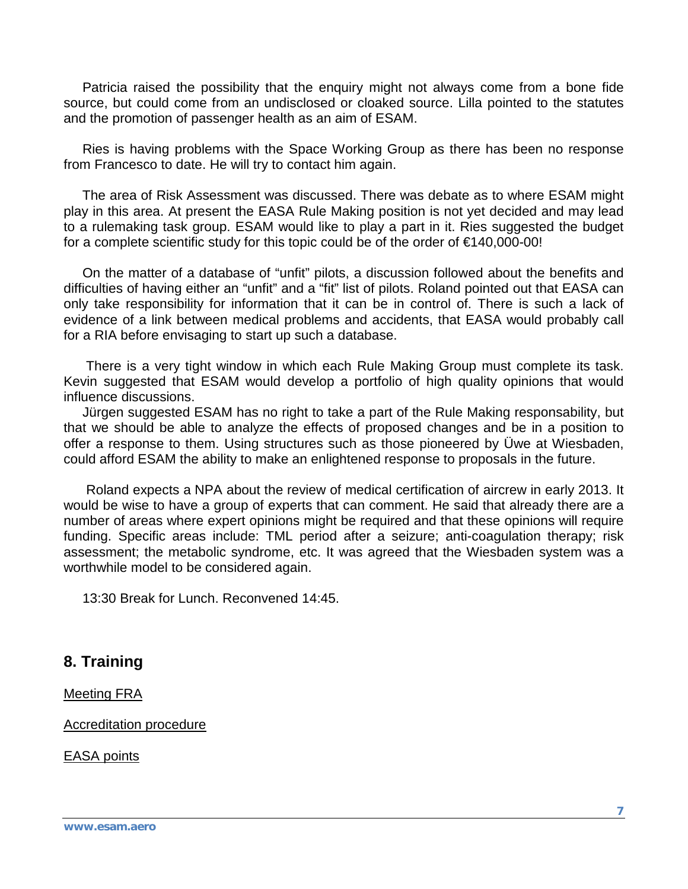Patricia raised the possibility that the enquiry might not always come from a bone fide source, but could come from an undisclosed or cloaked source. Lilla pointed to the statutes and the promotion of passenger health as an aim of ESAM.

Ries is having problems with the Space Working Group as there has been no response from Francesco to date. He will try to contact him again.

The area of Risk Assessment was discussed. There was debate as to where ESAM might play in this area. At present the EASA Rule Making position is not yet decided and may lead to a rulemaking task group. ESAM would like to play a part in it. Ries suggested the budget for a complete scientific study for this topic could be of the order of €140,000-00!

On the matter of a database of "unfit" pilots, a discussion followed about the benefits and difficulties of having either an "unfit" and a "fit" list of pilots. Roland pointed out that EASA can only take responsibility for information that it can be in control of. There is such a lack of evidence of a link between medical problems and accidents, that EASA would probably call for a RIA before envisaging to start up such a database.

There is a very tight window in which each Rule Making Group must complete its task. Kevin suggested that ESAM would develop a portfolio of high quality opinions that would influence discussions.

Jürgen suggested ESAM has no right to take a part of the Rule Making responsability, but that we should be able to analyze the effects of proposed changes and be in a position to offer a response to them. Using structures such as those pioneered by Üwe at Wiesbaden, could afford ESAM the ability to make an enlightened response to proposals in the future.

Roland expects a NPA about the review of medical certification of aircrew in early 2013. It would be wise to have a group of experts that can comment. He said that already there are a number of areas where expert opinions might be required and that these opinions will require funding. Specific areas include: TML period after a seizure; anti-coagulation therapy; risk assessment; the metabolic syndrome, etc. It was agreed that the Wiesbaden system was a worthwhile model to be considered again.

13:30 Break for Lunch. Reconvened 14:45.

## 8. Training

<u>Meeting FRA</u>

<u>Accreditation procedure</u>

<u>EASA points</u>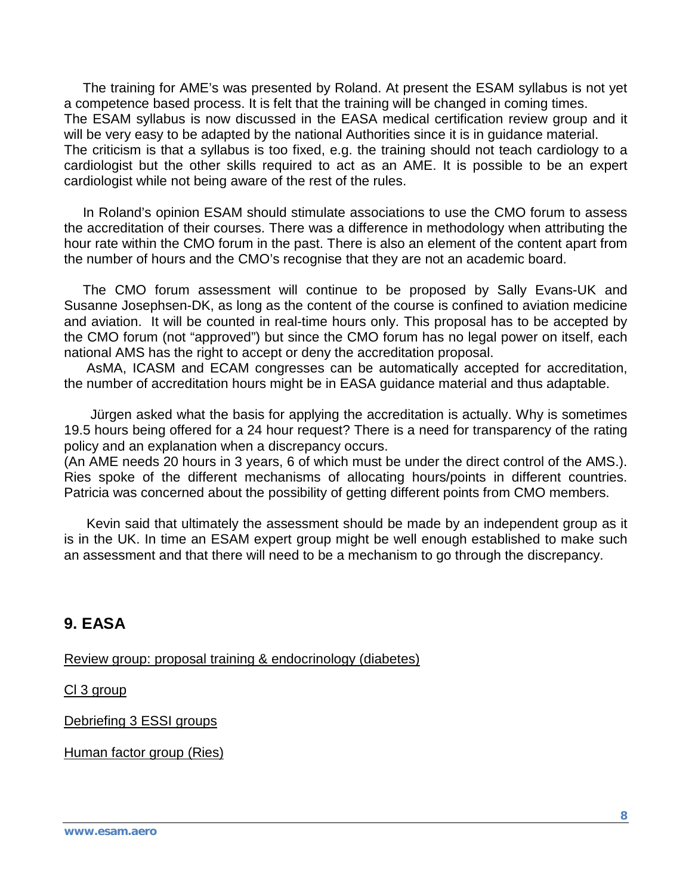The training for AME's was presented by Roland. At present the ESAM syllabus is not yet a competence based process. It is felt that the training will be changed in coming times. The ESAM syllabus is now discussed in the EASA medical certification review group and it will be very easy to be adapted by the national Authorities since it is in guidance material. The criticism is that a syllabus is too fixed, e.g. the training should not teach cardiology to a cardiologist but the other skills required to act as an AME. It is possible to be an expert cardiologist while not being aware of the rest of the rules.

In Roland's opinion ESAM should stimulate associations to use the CMO forum to assess the accreditation of their courses. There was a difference in methodology when attributing the hour rate within the CMO forum in the past. There is also an element of the content apart from the number of hours and the CMO's recognise that they are not an academic board.

The CMO forum assessment will continue to be proposed by Sally Evans-UK and Susanne Josephsen-DK, as long as the content of the course is confined to aviation medicine and aviation. It will be counted in real-time hours only. This proposal has to be accepted by the CMO forum (not "approved") but since the CMO forum has no legal power on itself, each national AMS has the right to accept or deny the accreditation proposal.

AsMA, ICASM and ECAM congresses can be automatically accepted for accreditation, the number of accreditation hours might be in EASA guidance material and thus adaptable.

Jürgen asked what the basis for applying the accreditation is actually. Why is sometimes 19.5 hours being offered for a 24 hour request? There is a need for transparency of the rating policy and an explanation when a discrepancy occurs.
(An AME needs 20 hours in 3 years, 6 of which must be under the direct control of the AMS.). Ries spoke of the different mechanisms of allocating hours/points in different countries. Patricia was concerned about the possibility of getting different points from CMO members.

Kevin said that ultimately the assessment should be made by an independent group as it is in the UK. In time an ESAM expert group might be well enough established to make such an assessment and that there will need to be a mechanism to go through the discrepancy.

## 9. EASA

Review group: proposal training & endocrinology (diabetes)

Cl 3 group

Debriefing 3 ESSI groups

Human factor group (Ries)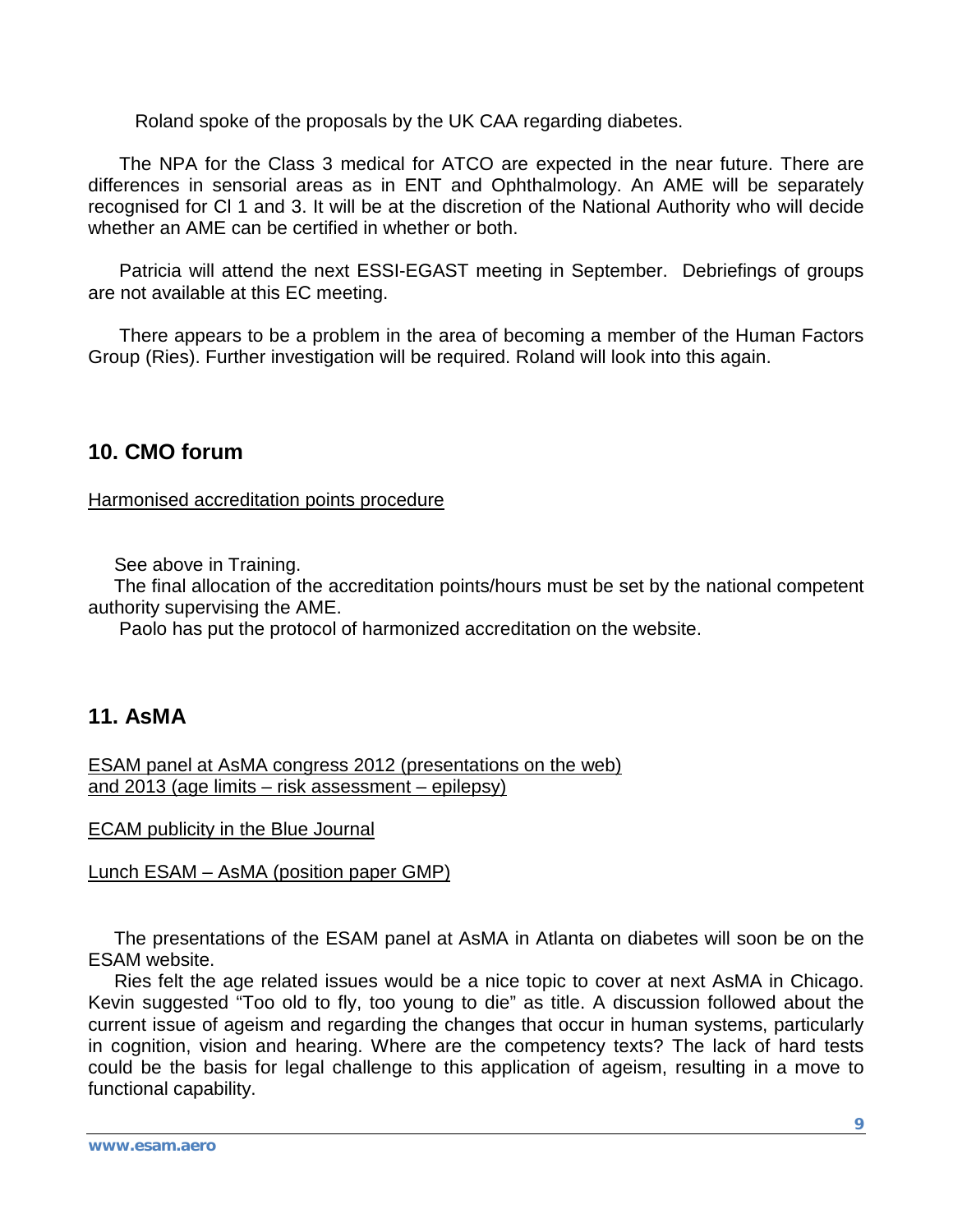Roland spoke of the proposals by the UK CAA regarding diabetes.

The NPA for the Class 3 medical for ATCO are expected in the near future. There are differences in sensorial areas as in ENT and Ophthalmology. An AME will be separately recognised for Cl 1 and 3. It will be at the discretion of the National Authority who will decide whether an AME can be certified in whether or both.

Patricia will attend the next ESSI-EGAST meeting in September. Debriefings of groups are not available at this EC meeting.

There appears to be a problem in the area of becoming a member of the Human Factors Group (Ries). Further investigation will be required. Roland will look into this again.

## 10. CMO forum

Harmonised accreditation points procedure

See above in Training.
The final allocation of the accreditation points/hours must be set by the national competent authority supervising the AME.
Paolo has put the protocol of harmonized accreditation on the website.

## 11. AsMA

ESAM panel at AsMA congress 2012 (presentations on the web)
and 2013 (age limits – risk assessment – epilepsy)

ECAM publicity in the Blue Journal

Lunch ESAM – AsMA (position paper GMP)

The presentations of the ESAM panel at AsMA in Atlanta on diabetes will soon be on the ESAM website.
Ries felt the age related issues would be a nice topic to cover at next AsMA in Chicago. Kevin suggested "Too old to fly, too young to die" as title. A discussion followed about the current issue of ageism and regarding the changes that occur in human systems, particularly in cognition, vision and hearing. Where are the competency texts? The lack of hard tests could be the basis for legal challenge to this application of ageism, resulting in a move to functional capability.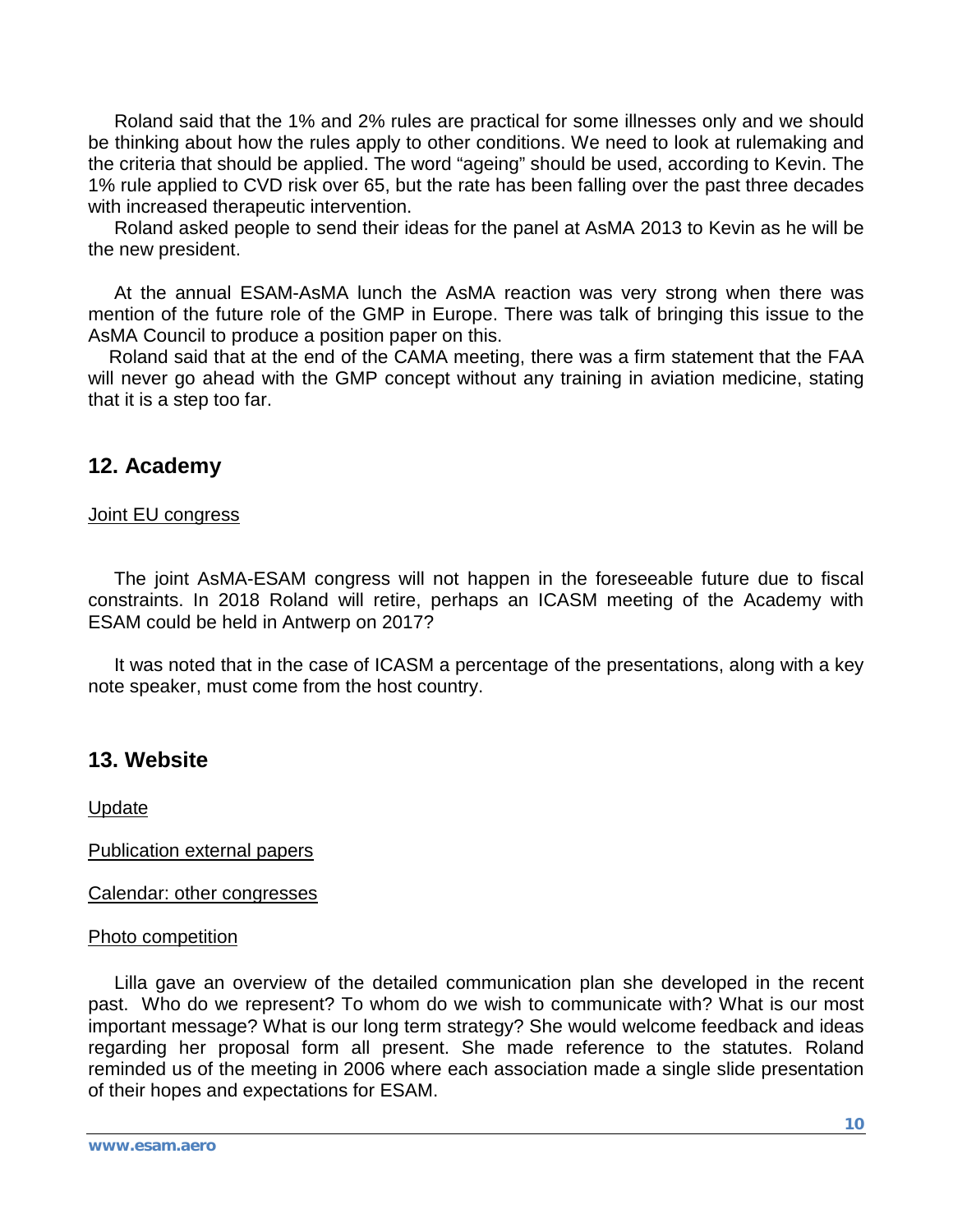Roland said that the 1% and 2% rules are practical for some illnesses only and we should be thinking about how the rules apply to other conditions. We need to look at rulemaking and the criteria that should be applied. The word "ageing" should be used, according to Kevin. The 1% rule applied to CVD risk over 65, but the rate has been falling over the past three decades with increased therapeutic intervention.

Roland asked people to send their ideas for the panel at AsMA 2013 to Kevin as he will be the new president.

At the annual ESAM-AsMA lunch the AsMA reaction was very strong when there was mention of the future role of the GMP in Europe. There was talk of bringing this issue to the AsMA Council to produce a position paper on this.

Roland said that at the end of the CAMA meeting, there was a firm statement that the FAA will never go ahead with the GMP concept without any training in aviation medicine, stating that it is a step too far.

## 12. Academy

Joint EU congress

The joint AsMA-ESAM congress will not happen in the foreseeable future due to fiscal constraints. In 2018 Roland will retire, perhaps an ICASM meeting of the Academy with ESAM could be held in Antwerp on 2017?

It was noted that in the case of ICASM a percentage of the presentations, along with a key note speaker, must come from the host country.

## 13. Website

Update

Publication external papers

Calendar: other congresses

Photo competition

Lilla gave an overview of the detailed communication plan she developed in the recent past. Who do we represent? To whom do we wish to communicate with? What is our most important message? What is our long term strategy? She would welcome feedback and ideas regarding her proposal form all present. She made reference to the statutes. Roland reminded us of the meeting in 2006 where each association made a single slide presentation of their hopes and expectations for ESAM.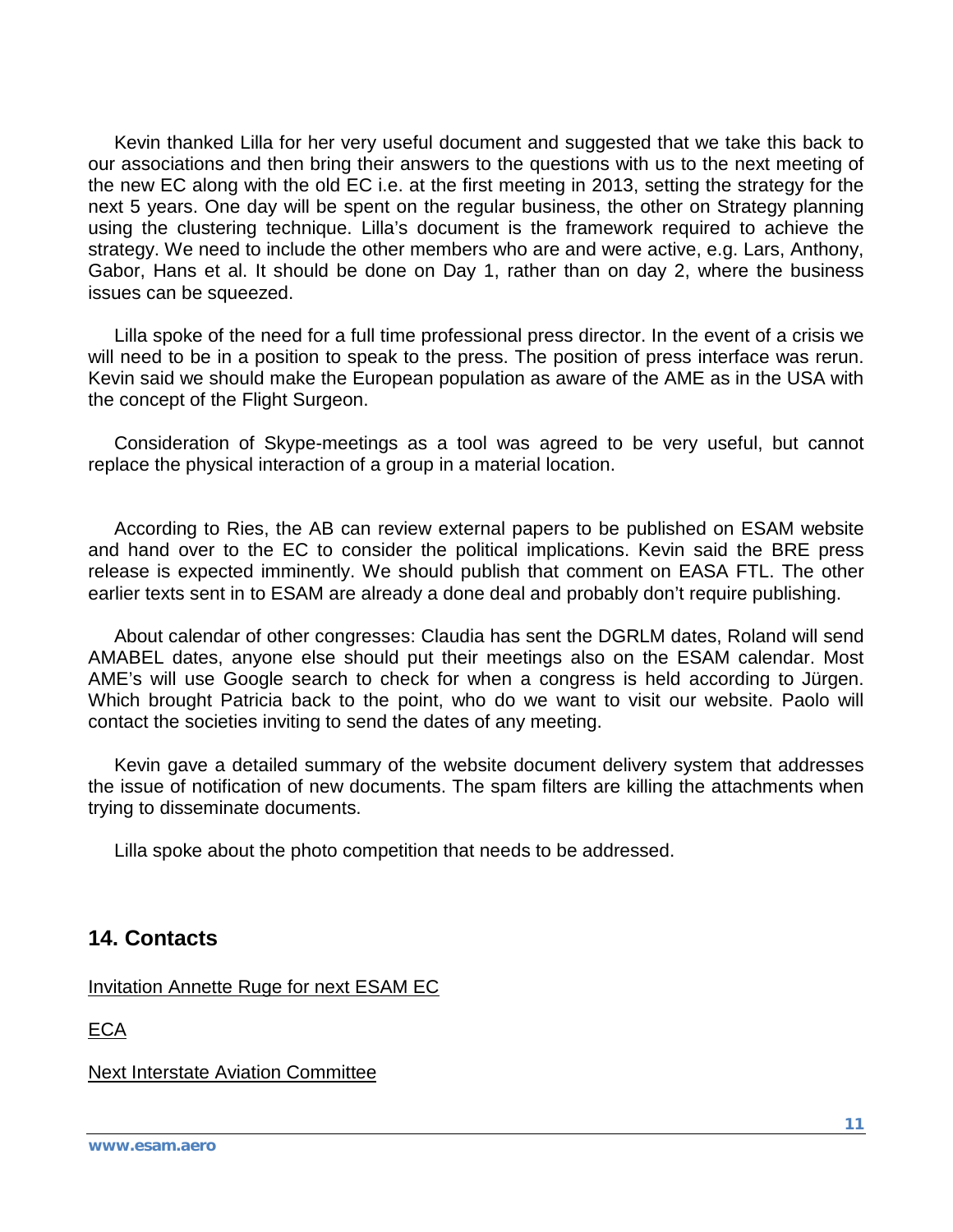Kevin thanked Lilla for her very useful document and suggested that we take this back to our associations and then bring their answers to the questions with us to the next meeting of the new EC along with the old EC i.e. at the first meeting in 2013, setting the strategy for the next 5 years. One day will be spent on the regular business, the other on Strategy planning using the clustering technique. Lilla's document is the framework required to achieve the strategy. We need to include the other members who are and were active, e.g. Lars, Anthony, Gabor, Hans et al. It should be done on Day 1, rather than on day 2, where the business issues can be squeezed.

Lilla spoke of the need for a full time professional press director. In the event of a crisis we will need to be in a position to speak to the press. The position of press interface was rerun. Kevin said we should make the European population as aware of the AME as in the USA with the concept of the Flight Surgeon.

Consideration of Skype-meetings as a tool was agreed to be very useful, but cannot replace the physical interaction of a group in a material location.

According to Ries, the AB can review external papers to be published on ESAM website and hand over to the EC to consider the political implications. Kevin said the BRE press release is expected imminently. We should publish that comment on EASA FTL. The other earlier texts sent in to ESAM are already a done deal and probably don't require publishing.

About calendar of other congresses: Claudia has sent the DGRLM dates, Roland will send AMABEL dates, anyone else should put their meetings also on the ESAM calendar. Most AME's will use Google search to check for when a congress is held according to Jürgen. Which brought Patricia back to the point, who do we want to visit our website. Paolo will contact the societies inviting to send the dates of any meeting.

Kevin gave a detailed summary of the website document delivery system that addresses the issue of notification of new documents. The spam filters are killing the attachments when trying to disseminate documents.

Lilla spoke about the photo competition that needs to be addressed.

## 14. Contacts

Invitation Annette Ruge for next ESAM EC

ECA

Next Interstate Aviation Committee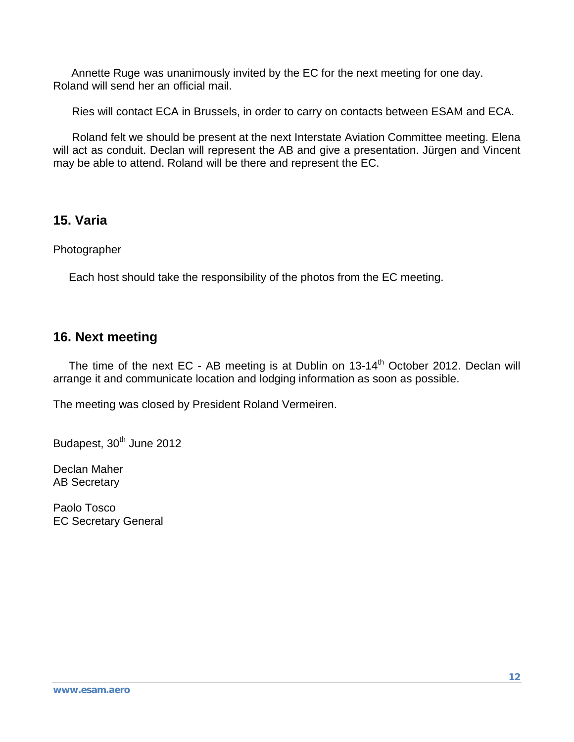Annette Ruge was unanimously invited by the EC for the next meeting for one day. Roland will send her an official mail.

Ries will contact ECA in Brussels, in order to carry on contacts between ESAM and ECA.

Roland felt we should be present at the next Interstate Aviation Committee meeting. Elena will act as conduit. Declan will represent the AB and give a presentation. Jürgen and Vincent may be able to attend. Roland will be there and represent the EC.

## 15. Varia

Photographer

Each host should take the responsibility of the photos from the EC meeting.

## 16. Next meeting

The time of the next EC - AB meeting is at Dublin on 13-14th October 2012. Declan will arrange it and communicate location and lodging information as soon as possible.

The meeting was closed by President Roland Vermeiren.

Budapest, 30th June 2012

Declan Maher
AB Secretary

Paolo Tosco
EC Secretary General